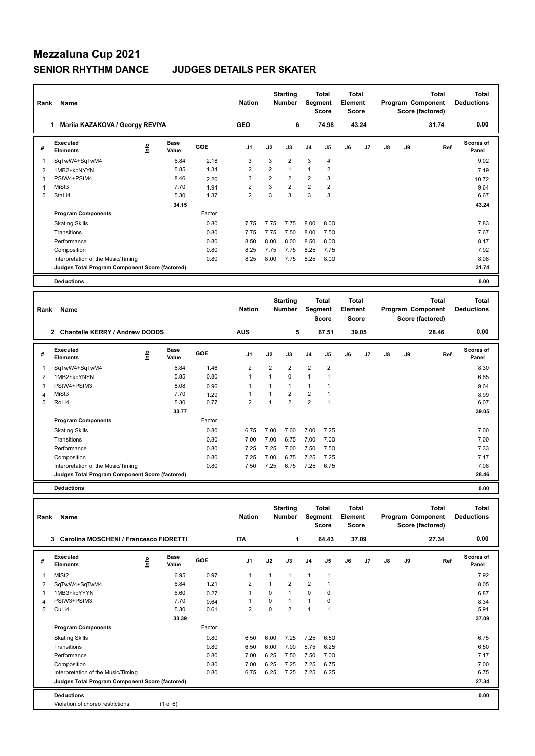# Mezzaluna Cup 2021

## SENIOR RHYTHM DANCE JUDGES DETAILS PER SKATER

| Rank | Name | Nation | Starting Number | Total Segment Score | Total Element Score | Total Program Component Score (factored) | Total Deductions |
|---|---|---|---|---|---|---|---|
| 1 | Mariia KAZAKOVA / Georgy REVIYA | GEO | 6 | 74.98 | 43.24 | 31.74 | 0.00 |

| # | Executed Elements | Info | Base Value | GOE | J1 | J2 | J3 | J4 | J5 | J6 | J7 | J8 | J9 | Ref | Scores of Panel |
|---|---|---|---|---|---|---|---|---|---|---|---|---|---|---|---|
| 1 | SqTwW4+SqTwM4 | | 6.84 | 2.18 | 3 | 3 | 2 | 3 | 4 | | | | | | 9.02 |
| 2 | 1MB2+kpNYYN | | 5.85 | 1.34 | 2 | 2 | 1 | 1 | 2 | | | | | | 7.19 |
| 3 | PStW4+PStM4 | | 8.46 | 2.26 | 3 | 2 | 2 | 2 | 3 | | | | | | 10.72 |
| 4 | MiSt3 | | 7.70 | 1.94 | 2 | 3 | 2 | 2 | 2 | | | | | | 9.64 |
| 5 | StaLi4 | | 5.30 | 1.37 | 2 | 3 | 3 | 3 | 3 | | | | | | 6.67 |
| | | | 34.15 | | | | | | | | | | | | 43.24 |
| | **Program Components** | | | Factor | | | | | | | | | | | |
| | Skating Skills | | | 0.80 | 7.75 | 7.75 | 7.75 | 8.00 | 8.00 | | | | | | 7.83 |
| | Transitions | | | 0.80 | 7.75 | 7.75 | 7.50 | 8.00 | 7.50 | | | | | | 7.67 |
| | Performance | | | 0.80 | 8.50 | 8.00 | 8.00 | 8.50 | 8.00 | | | | | | 8.17 |
| | Composition | | | 0.80 | 8.25 | 7.75 | 7.75 | 8.25 | 7.75 | | | | | | 7.92 |
| | Interpretation of the Music/Timing | | | 0.80 | 8.25 | 8.00 | 7.75 | 8.25 | 8.00 | | | | | | 8.08 |
| | **Judges Total Program Component Score (factored)** | | | | | | | | | | | | | | 31.74 |
| | **Deductions** | | | | | | | | | | | | | | 0.00 |

| Rank | Name | Nation | Starting Number | Total Segment Score | Total Element Score | Total Program Component Score (factored) | Total Deductions |
|---|---|---|---|---|---|---|---|
| 2 | Chantelle KERRY / Andrew DODDS | AUS | 5 | 67.51 | 39.05 | 28.46 | 0.00 |

| # | Executed Elements | Info | Base Value | GOE | J1 | J2 | J3 | J4 | J5 | J6 | J7 | J8 | J9 | Ref | Scores of Panel |
|---|---|---|---|---|---|---|---|---|---|---|---|---|---|---|---|
| 1 | SqTwW4+SqTwM4 | | 6.84 | 1.46 | 2 | 2 | 2 | 2 | 2 | | | | | | 8.30 |
| 2 | 1MB2+kpYNYN | | 5.85 | 0.80 | 1 | 1 | 0 | 1 | 1 | | | | | | 6.65 |
| 3 | PStW4+PStM3 | | 8.08 | 0.96 | 1 | 1 | 1 | 1 | 1 | | | | | | 9.04 |
| 4 | MiSt3 | | 7.70 | 1.29 | 1 | 1 | 2 | 2 | 1 | | | | | | 8.99 |
| 5 | RoLi4 | | 5.30 | 0.77 | 2 | 1 | 2 | 2 | 1 | | | | | | 6.07 |
| | | | 33.77 | | | | | | | | | | | | 39.05 |
| | **Program Components** | | | Factor | | | | | | | | | | | |
| | Skating Skills | | | 0.80 | 6.75 | 7.00 | 7.00 | 7.00 | 7.25 | | | | | | 7.00 |
| | Transitions | | | 0.80 | 7.00 | 7.00 | 6.75 | 7.00 | 7.00 | | | | | | 7.00 |
| | Performance | | | 0.80 | 7.25 | 7.25 | 7.00 | 7.50 | 7.50 | | | | | | 7.33 |
| | Composition | | | 0.80 | 7.25 | 7.00 | 6.75 | 7.25 | 7.25 | | | | | | 7.17 |
| | Interpretation of the Music/Timing | | | 0.80 | 7.50 | 7.25 | 6.75 | 7.25 | 6.75 | | | | | | 7.08 |
| | **Judges Total Program Component Score (factored)** | | | | | | | | | | | | | | 28.46 |
| | **Deductions** | | | | | | | | | | | | | | 0.00 |

| Rank | Name | Nation | Starting Number | Total Segment Score | Total Element Score | Total Program Component Score (factored) | Total Deductions |
|---|---|---|---|---|---|---|---|
| 3 | Carolina MOSCHENI / Francesco FIORETTI | ITA | 1 | 64.43 | 37.09 | 27.34 | 0.00 |

| # | Executed Elements | Info | Base Value | GOE | J1 | J2 | J3 | J4 | J5 | J6 | J7 | J8 | J9 | Ref | Scores of Panel |
|---|---|---|---|---|---|---|---|---|---|---|---|---|---|---|---|
| 1 | MiSt2 | | 6.95 | 0.97 | 1 | 1 | 1 | 1 | 1 | | | | | | 7.92 |
| 2 | SqTwW4+SqTwM4 | | 6.84 | 1.21 | 2 | 1 | 2 | 2 | 1 | | | | | | 8.05 |
| 3 | 1MB3+kpYYYN | | 6.60 | 0.27 | 1 | 0 | 1 | 0 | 0 | | | | | | 6.87 |
| 4 | PStW3+PStM3 | | 7.70 | 0.64 | 1 | 0 | 1 | 1 | 0 | | | | | | 8.34 |
| 5 | CuLi4 | | 5.30 | 0.61 | 2 | 0 | 2 | 1 | 1 | | | | | | 5.91 |
| | | | 33.39 | | | | | | | | | | | | 37.09 |
| | **Program Components** | | | Factor | | | | | | | | | | | |
| | Skating Skills | | | 0.80 | 6.50 | 6.00 | 7.25 | 7.25 | 6.50 | | | | | | 6.75 |
| | Transitions | | | 0.80 | 6.50 | 6.00 | 7.00 | 6.75 | 6.25 | | | | | | 6.50 |
| | Performance | | | 0.80 | 7.00 | 6.25 | 7.50 | 7.50 | 7.00 | | | | | | 7.17 |
| | Composition | | | 0.80 | 7.00 | 6.25 | 7.25 | 7.25 | 6.75 | | | | | | 7.00 |
| | Interpretation of the Music/Timing | | | 0.80 | 6.75 | 6.25 | 7.25 | 7.25 | 6.25 | | | | | | 6.75 |
| | **Judges Total Program Component Score (factored)** | | | | | | | | | | | | | | 27.34 |
| | **Deductions** | | | | | | | | | | | | | | 0.00 |
| | Violation of choreo restrictions: | | (1 of 6) | | | | | | | | | | | | |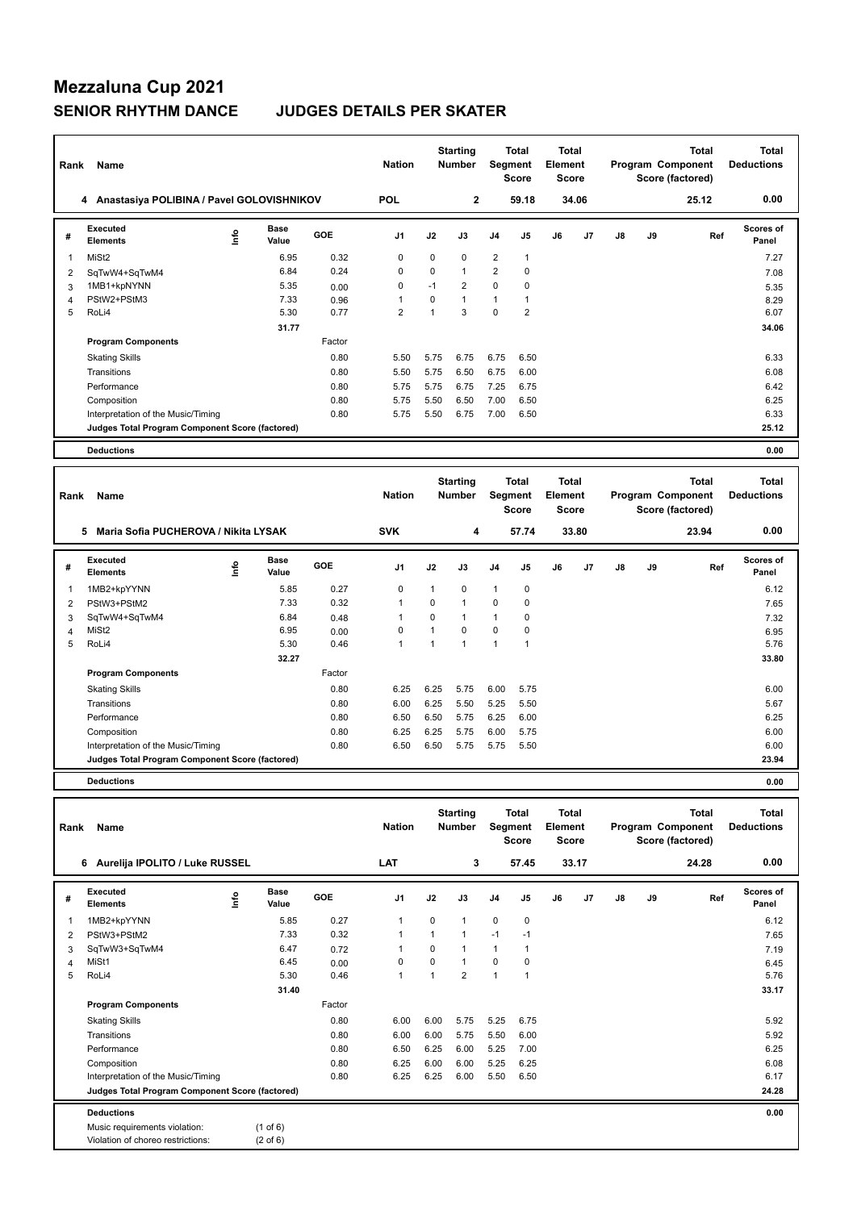# Mezzaluna Cup 2021

## SENIOR RHYTHM DANCE JUDGES DETAILS PER SKATER

| Rank | Name | Nation | Starting Number | Total Segment Score | Total Element Score | Total Program Component Score (factored) | Total Deductions |
|---|---|---|---|---|---|---|---|
| 4 | Anastasiya POLIBINA / Pavel GOLOVISHNIKOV | POL | 2 | 59.18 | 34.06 | 25.12 | 0.00 |

| # | Executed Elements | Info | Base Value | GOE | J1 | J2 | J3 | J4 | J5 | J6 | J7 | J8 | J9 | Ref | Scores of Panel |
|---|---|---|---|---|---|---|---|---|---|---|---|---|---|---|---|
| 1 | MiSt2 | | 6.95 | 0.32 | 0 | 0 | 0 | 2 | 1 | | | | | | 7.27 |
| 2 | SqTwW4+SqTwM4 | | 6.84 | 0.24 | 0 | 0 | 1 | 2 | 0 | | | | | | 7.08 |
| 3 | 1MB1+kpNYNN | | 5.35 | 0.00 | 0 | -1 | 2 | 0 | 0 | | | | | | 5.35 |
| 4 | PStW2+PStM3 | | 7.33 | 0.96 | 1 | 0 | 1 | 1 | 1 | | | | | | 8.29 |
| 5 | RoLi4 | | 5.30 | 0.77 | 2 | 1 | 3 | 0 | 2 | | | | | | 6.07 |
| | | | 31.77 | | | | | | | | | | | | 34.06 |
| | **Program Components** | | | Factor | | | | | | | | | | | |
| | Skating Skills | | | 0.80 | 5.50 | 5.75 | 6.75 | 6.75 | 6.50 | | | | | | 6.33 |
| | Transitions | | | 0.80 | 5.50 | 5.75 | 6.50 | 6.75 | 6.00 | | | | | | 6.08 |
| | Performance | | | 0.80 | 5.75 | 5.75 | 6.75 | 7.25 | 6.75 | | | | | | 6.42 |
| | Composition | | | 0.80 | 5.75 | 5.50 | 6.50 | 7.00 | 6.50 | | | | | | 6.25 |
| | Interpretation of the Music/Timing | | | 0.80 | 5.75 | 5.50 | 6.75 | 7.00 | 6.50 | | | | | | 6.33 |
| | **Judges Total Program Component Score (factored)** | | | | | | | | | | | | | | 25.12 |
| | **Deductions** | | | | | | | | | | | | | | 0.00 |

| Rank | Name | Nation | Starting Number | Total Segment Score | Total Element Score | Total Program Component Score (factored) | Total Deductions |
|---|---|---|---|---|---|---|---|
| 5 | Maria Sofia PUCHEROVA / Nikita LYSAK | SVK | 4 | 57.74 | 33.80 | 23.94 | 0.00 |

| # | Executed Elements | Info | Base Value | GOE | J1 | J2 | J3 | J4 | J5 | J6 | J7 | J8 | J9 | Ref | Scores of Panel |
|---|---|---|---|---|---|---|---|---|---|---|---|---|---|---|---|
| 1 | 1MB2+kpYYNN | | 5.85 | 0.27 | 0 | 1 | 0 | 1 | 0 | | | | | | 6.12 |
| 2 | PStW3+PStM2 | | 7.33 | 0.32 | 1 | 0 | 1 | 0 | 0 | | | | | | 7.65 |
| 3 | SqTwW4+SqTwM4 | | 6.84 | 0.48 | 1 | 0 | 1 | 1 | 0 | | | | | | 7.32 |
| 4 | MiSt2 | | 6.95 | 0.00 | 0 | 1 | 0 | 0 | 0 | | | | | | 6.95 |
| 5 | RoLi4 | | 5.30 | 0.46 | 1 | 1 | 1 | 1 | 1 | | | | | | 5.76 |
| | | | 32.27 | | | | | | | | | | | | 33.80 |
| | **Program Components** | | | Factor | | | | | | | | | | | |
| | Skating Skills | | | 0.80 | 6.25 | 6.25 | 5.75 | 6.00 | 5.75 | | | | | | 6.00 |
| | Transitions | | | 0.80 | 6.00 | 6.25 | 5.50 | 5.25 | 5.50 | | | | | | 5.67 |
| | Performance | | | 0.80 | 6.50 | 6.50 | 5.75 | 6.25 | 6.00 | | | | | | 6.25 |
| | Composition | | | 0.80 | 6.25 | 6.25 | 5.75 | 6.00 | 5.75 | | | | | | 6.00 |
| | Interpretation of the Music/Timing | | | 0.80 | 6.50 | 6.50 | 5.75 | 5.75 | 5.50 | | | | | | 6.00 |
| | **Judges Total Program Component Score (factored)** | | | | | | | | | | | | | | 23.94 |
| | **Deductions** | | | | | | | | | | | | | | 0.00 |

| Rank | Name | Nation | Starting Number | Total Segment Score | Total Element Score | Total Program Component Score (factored) | Total Deductions |
|---|---|---|---|---|---|---|---|
| 6 | Aurelija IPOLITO / Luke RUSSEL | LAT | 3 | 57.45 | 33.17 | 24.28 | 0.00 |

| # | Executed Elements | Info | Base Value | GOE | J1 | J2 | J3 | J4 | J5 | J6 | J7 | J8 | J9 | Ref | Scores of Panel |
|---|---|---|---|---|---|---|---|---|---|---|---|---|---|---|---|
| 1 | 1MB2+kpYYNN | | 5.85 | 0.27 | 1 | 0 | 1 | 0 | 0 | | | | | | 6.12 |
| 2 | PStW3+PStM2 | | 7.33 | 0.32 | 1 | 1 | 1 | -1 | -1 | | | | | | 7.65 |
| 3 | SqTwW3+SqTwM4 | | 6.47 | 0.72 | 1 | 0 | 1 | 1 | 1 | | | | | | 7.19 |
| 4 | MiSt1 | | 6.45 | 0.00 | 0 | 0 | 1 | 0 | 0 | | | | | | 6.45 |
| 5 | RoLi4 | | 5.30 | 0.46 | 1 | 1 | 2 | 1 | 1 | | | | | | 5.76 |
| | | | 31.40 | | | | | | | | | | | | 33.17 |
| | **Program Components** | | | Factor | | | | | | | | | | | |
| | Skating Skills | | | 0.80 | 6.00 | 6.00 | 5.75 | 5.25 | 6.75 | | | | | | 5.92 |
| | Transitions | | | 0.80 | 6.00 | 6.00 | 5.75 | 5.50 | 6.00 | | | | | | 5.92 |
| | Performance | | | 0.80 | 6.50 | 6.25 | 6.00 | 5.25 | 7.00 | | | | | | 6.25 |
| | Composition | | | 0.80 | 6.25 | 6.00 | 6.00 | 5.25 | 6.25 | | | | | | 6.08 |
| | Interpretation of the Music/Timing | | | 0.80 | 6.25 | 6.25 | 6.00 | 5.50 | 6.50 | | | | | | 6.17 |
| | **Judges Total Program Component Score (factored)** | | | | | | | | | | | | | | 24.28 |
| | **Deductions** | | | | | | | | | | | | | | 0.00 |
| | Music requirements violation: | | (1 of 6) | | | | | | | | | | | | |
| | Violation of choreo restrictions: | | (2 of 6) | | | | | | | | | | | | |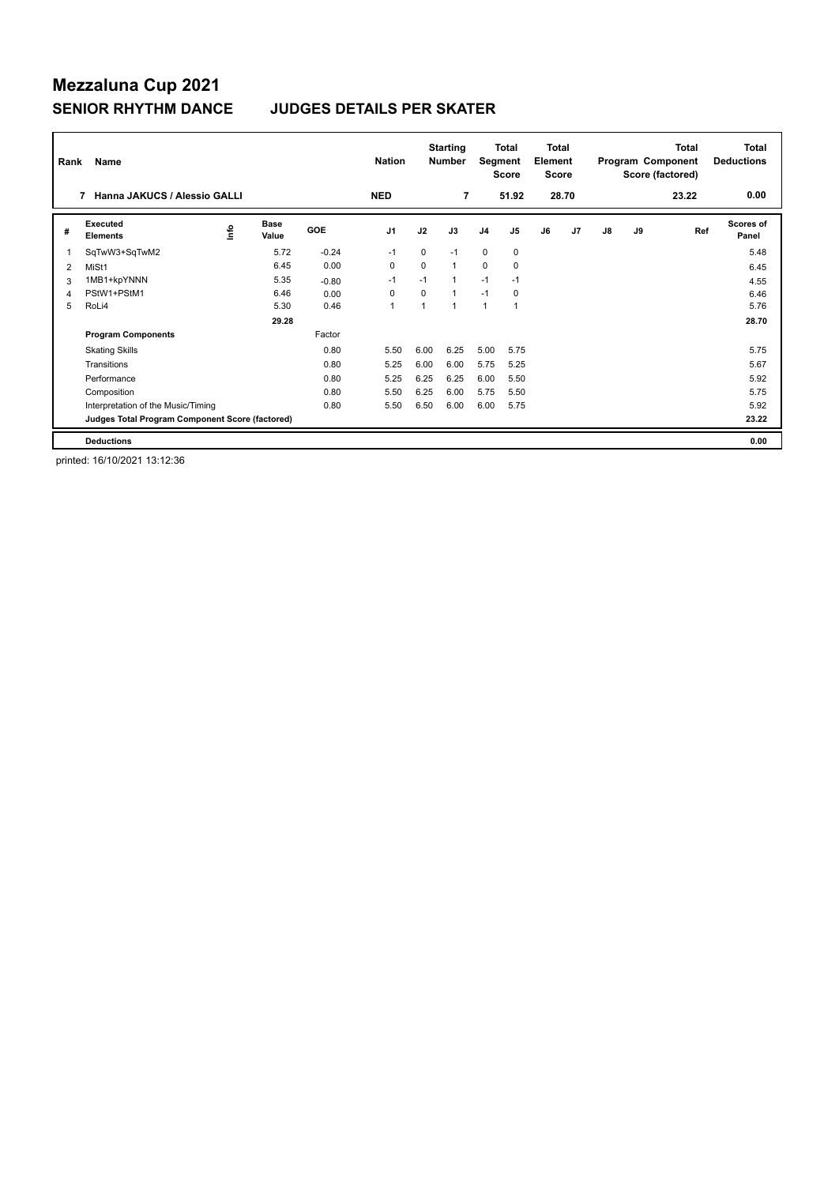# Mezzaluna Cup 2021

## SENIOR RHYTHM DANCE JUDGES DETAILS PER SKATER

| Rank | Name | Nation | Starting Number | Total Segment Score | Total Element Score | Total Program Component Score (factored) | Total Deductions |
|---|---|---|---|---|---|---|---|
| 7 | Hanna JAKUCS / Alessio GALLI | NED | 7 | 51.92 | 28.70 | 23.22 | 0.00 |

| # | Executed Elements | Info | Base Value | GOE | J1 | J2 | J3 | J4 | J5 | J6 | J7 | J8 | J9 | Ref | Scores of Panel |
|---|---|---|---|---|---|---|---|---|---|---|---|---|---|---|---|
| 1 | SqTwW3+SqTwM2 | | 5.72 | -0.24 | -1 | 0 | -1 | 0 | 0 | | | | | | 5.48 |
| 2 | MiSt1 | | 6.45 | 0.00 | 0 | 0 | 1 | 0 | 0 | | | | | | 6.45 |
| 3 | 1MB1+kpYNNN | | 5.35 | -0.80 | -1 | -1 | 1 | -1 | -1 | | | | | | 4.55 |
| 4 | PStW1+PStM1 | | 6.46 | 0.00 | 0 | 0 | 1 | -1 | 0 | | | | | | 6.46 |
| 5 | RoLi4 | | 5.30 | 0.46 | 1 | 1 | 1 | 1 | 1 | | | | | | 5.76 |
| | | | 29.28 | | | | | | | | | | | | 28.70 |
| | **Program Components** | | | Factor | | | | | | | | | | | |
| | Skating Skills | | | 0.80 | 5.50 | 6.00 | 6.25 | 5.00 | 5.75 | | | | | | 5.75 |
| | Transitions | | | 0.80 | 5.25 | 6.00 | 6.00 | 5.75 | 5.25 | | | | | | 5.67 |
| | Performance | | | 0.80 | 5.25 | 6.25 | 6.25 | 6.00 | 5.50 | | | | | | 5.92 |
| | Composition | | | 0.80 | 5.50 | 6.25 | 6.00 | 5.75 | 5.50 | | | | | | 5.75 |
| | Interpretation of the Music/Timing | | | 0.80 | 5.50 | 6.50 | 6.00 | 6.00 | 5.75 | | | | | | 5.92 |
| | **Judges Total Program Component Score (factored)** | | | | | | | | | | | | | | **23.22** |
| | **Deductions** | | | | | | | | | | | | | | **0.00** |

printed: 16/10/2021 13:12:36